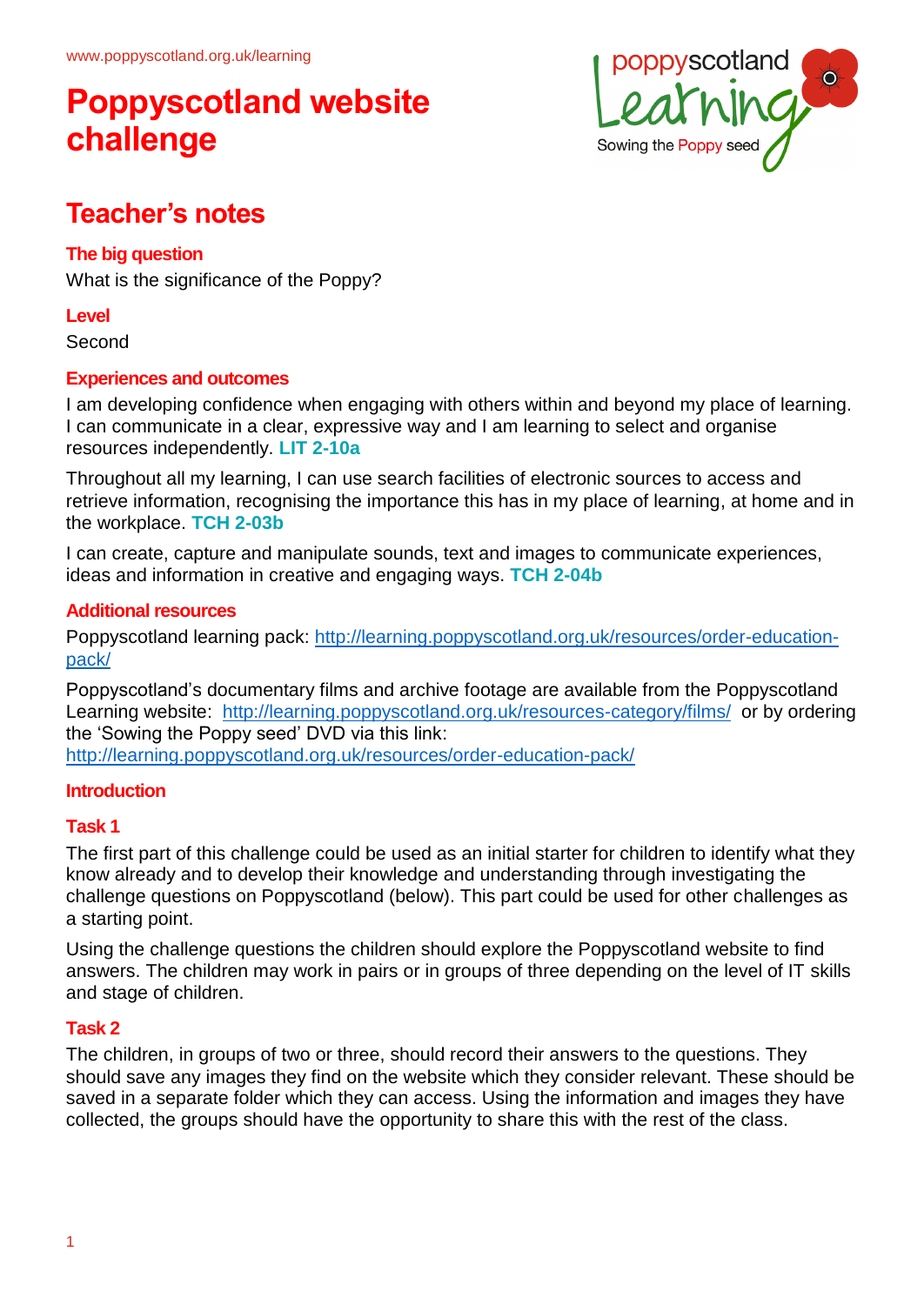www.poppyscotland.org.uk/learning

# Poppyscotland website challenge

## Teacher's notes

### The big question

What is the significance of the Poppy?

### Level

Second

### Experiences and outcomes

I am developing confidence when engaging with others within and beyond my place of learning. I can communicate in a clear, expressive way and I am learning to select and organise resources independently. **LIT 2-10a**

Throughout all my learning, I can use search facilities of electronic sources to access and retrieve information, recognising the importance this has in my place of learning, at home and in the workplace. **TCH 2-03b**

I can create, capture and manipulate sounds, text and images to communicate experiences, ideas and information in creative and engaging ways. **TCH 2-04b**

### Additional resources

Poppyscotland learning pack: http://learning.poppyscotland.org.uk/resources/order-education-pack/

Poppyscotland's documentary films and archive footage are available from the Poppyscotland Learning website: http://learning.poppyscotland.org.uk/resources-category/films/ or by ordering the 'Sowing the Poppy seed' DVD via this link: http://learning.poppyscotland.org.uk/resources/order-education-pack/

### Introduction

### Task 1

The first part of this challenge could be used as an initial starter for children to identify what they know already and to develop their knowledge and understanding through investigating the challenge questions on Poppyscotland (below). This part could be used for other challenges as a starting point.

Using the challenge questions the children should explore the Poppyscotland website to find answers. The children may work in pairs or in groups of three depending on the level of IT skills and stage of children.

### Task 2

The children, in groups of two or three, should record their answers to the questions. They should save any images they find on the website which they consider relevant. These should be saved in a separate folder which they can access. Using the information and images they have collected, the groups should have the opportunity to share this with the rest of the class.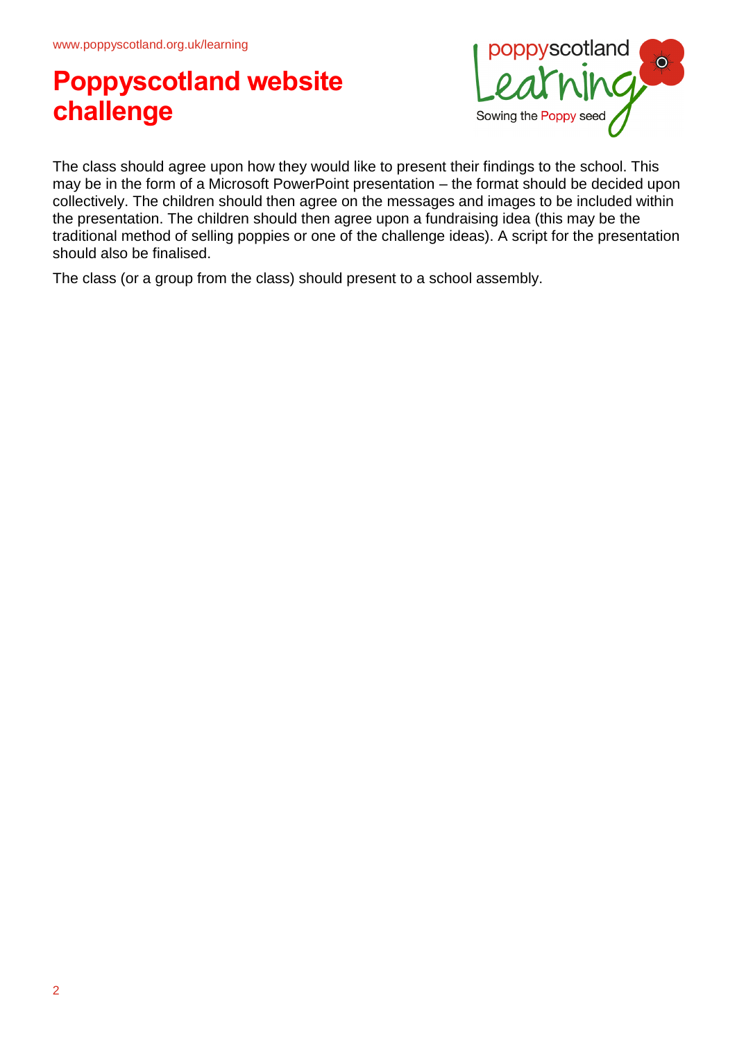# Poppyscotland website challenge

The class should agree upon how they would like to present their findings to the school. This may be in the form of a Microsoft PowerPoint presentation – the format should be decided upon collectively. The children should then agree on the messages and images to be included within the presentation. The children should then agree upon a fundraising idea (this may be the traditional method of selling poppies or one of the challenge ideas). A script for the presentation should also be finalised.

The class (or a group from the class) should present to a school assembly.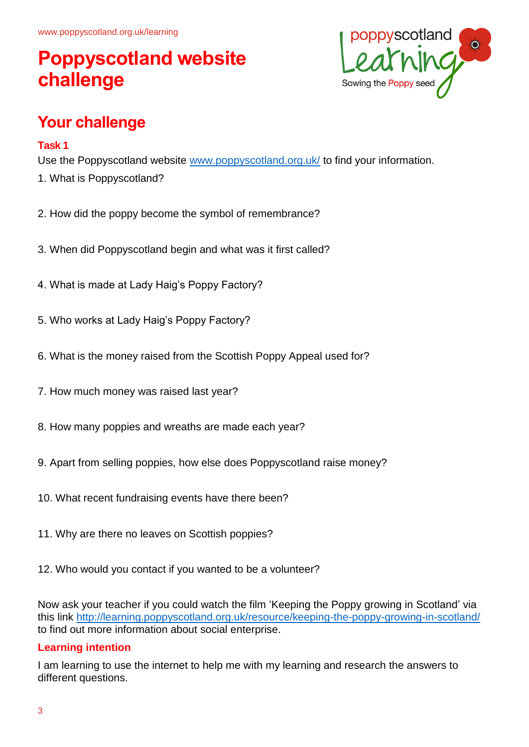# Poppyscotland website challenge

## Your challenge

### Task 1

Use the Poppyscotland website [www.poppyscotland.org.uk/](http://www.poppyscotland.org.uk/) to find your information.

1. What is Poppyscotland?

2. How did the poppy become the symbol of remembrance?

3. When did Poppyscotland begin and what was it first called?

4. What is made at Lady Haig's Poppy Factory?

5. Who works at Lady Haig's Poppy Factory?

6. What is the money raised from the Scottish Poppy Appeal used for?

7. How much money was raised last year?

8. How many poppies and wreaths are made each year?

9. Apart from selling poppies, how else does Poppyscotland raise money?

10. What recent fundraising events have there been?

11. Why are there no leaves on Scottish poppies?

12. Who would you contact if you wanted to be a volunteer?

Now ask your teacher if you could watch the film 'Keeping the Poppy growing in Scotland' via this link [http://learning.poppyscotland.org.uk/resource/keeping-the-poppy-growing-in-scotland/](http://learning.poppyscotland.org.uk/resource/keeping-the-poppy-growing-in-scotland/) to find out more information about social enterprise.

### Learning intention

I am learning to use the internet to help me with my learning and research the answers to different questions.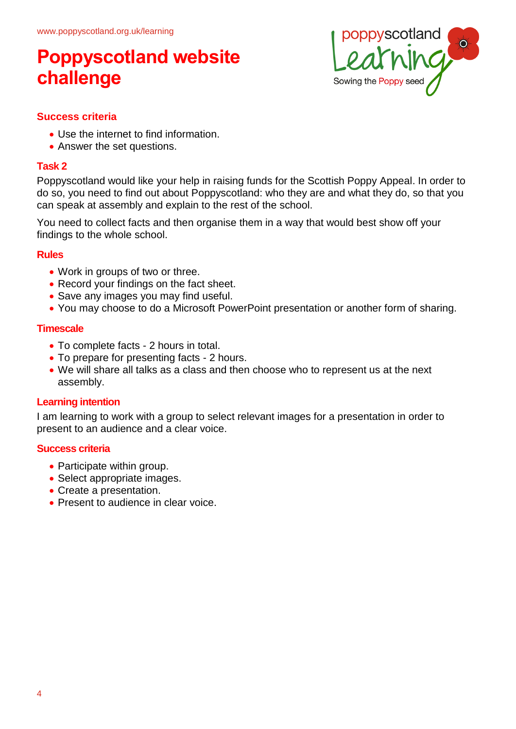# Poppyscotland website challenge

## Success criteria

- Use the internet to find information.
- Answer the set questions.

## Task 2

Poppyscotland would like your help in raising funds for the Scottish Poppy Appeal. In order to do so, you need to find out about Poppyscotland: who they are and what they do, so that you can speak at assembly and explain to the rest of the school.

You need to collect facts and then organise them in a way that would best show off your findings to the whole school.

## Rules

- Work in groups of two or three.
- Record your findings on the fact sheet.
- Save any images you may find useful.
- You may choose to do a Microsoft PowerPoint presentation or another form of sharing.

## Timescale

- To complete facts - 2 hours in total.
- To prepare for presenting facts - 2 hours.
- We will share all talks as a class and then choose who to represent us at the next assembly.

## Learning intention

I am learning to work with a group to select relevant images for a presentation in order to present to an audience and a clear voice.

## Success criteria

- Participate within group.
- Select appropriate images.
- Create a presentation.
- Present to audience in clear voice.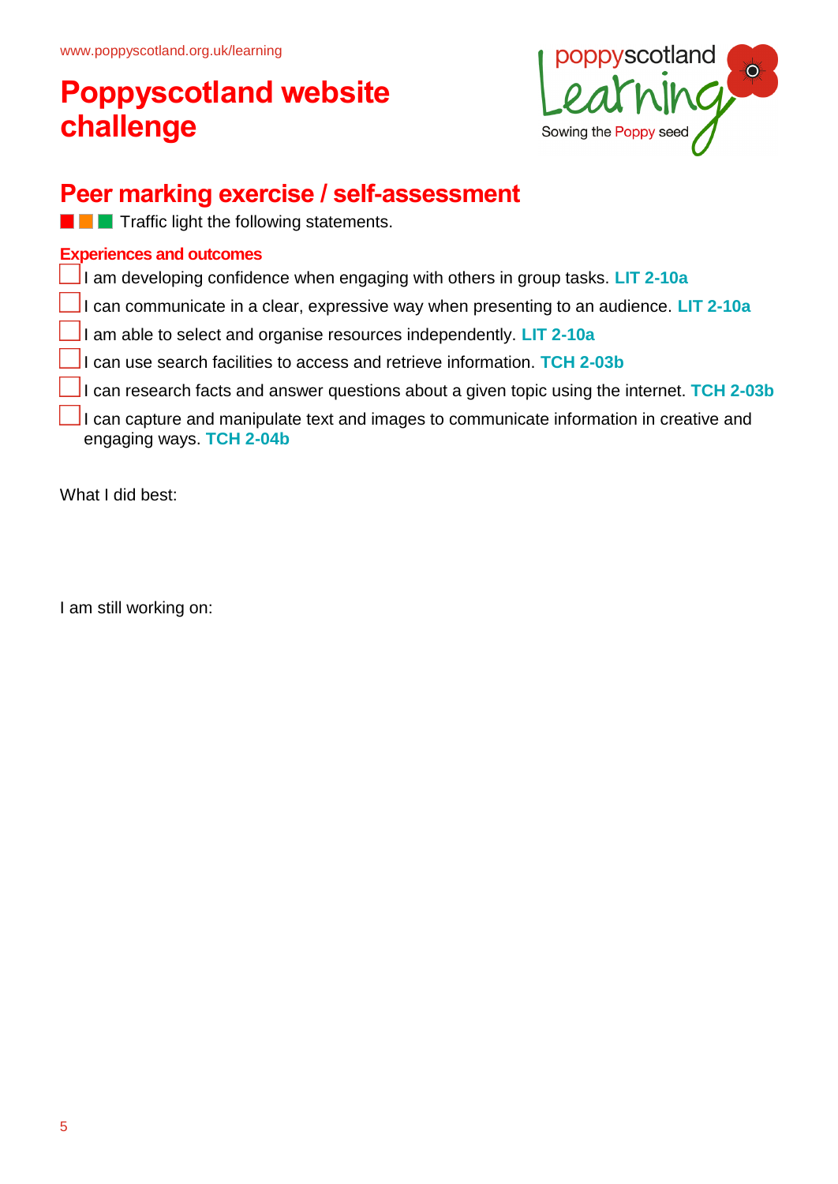# Poppyscotland website challenge

## Peer marking exercise / self-assessment

Traffic light the following statements.

### Experiences and outcomes

- ☐ I am developing confidence when engaging with others in group tasks. **LIT 2-10a**
- ☐ I can communicate in a clear, expressive way when presenting to an audience. **LIT 2-10a**
- ☐ I am able to select and organise resources independently. **LIT 2-10a**
- ☐ I can use search facilities to access and retrieve information. **TCH 2-03b**
- ☐ I can research facts and answer questions about a given topic using the internet. **TCH 2-03b**
- ☐ I can capture and manipulate text and images to communicate information in creative and engaging ways. **TCH 2-04b**

What I did best:

I am still working on: